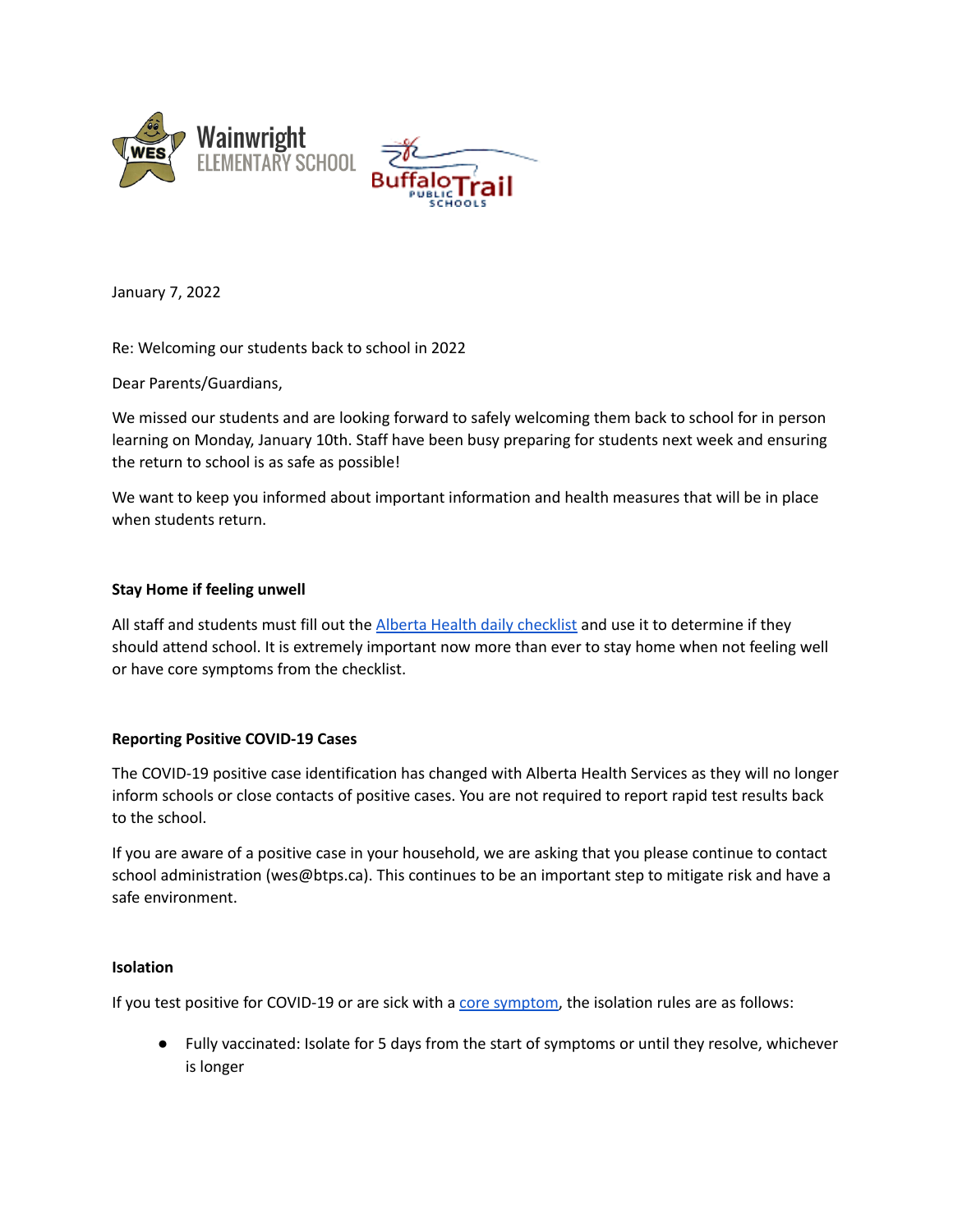Wainwright ELEMENTARY SCHOOL

Buffalo Trail PUBLIC SCHOOLS

January 7, 2022

Re: Welcoming our students back to school in 2022

Dear Parents/Guardians,

We missed our students and are looking forward to safely welcoming them back to school for in person learning on Monday, January 10th. Staff have been busy preparing for students next week and ensuring the return to school is as safe as possible!

We want to keep you informed about important information and health measures that will be in place when students return.

**Stay Home if feeling unwell**

All staff and students must fill out the Alberta Health daily checklist and use it to determine if they should attend school. It is extremely important now more than ever to stay home when not feeling well or have core symptoms from the checklist.

**Reporting Positive COVID-19 Cases**

The COVID-19 positive case identification has changed with Alberta Health Services as they will no longer inform schools or close contacts of positive cases. You are not required to report rapid test results back to the school.

If you are aware of a positive case in your household, we are asking that you please continue to contact school administration (wes@btps.ca). This continues to be an important step to mitigate risk and have a safe environment.

**Isolation**

If you test positive for COVID-19 or are sick with a core symptom, the isolation rules are as follows:

- Fully vaccinated: Isolate for 5 days from the start of symptoms or until they resolve, whichever is longer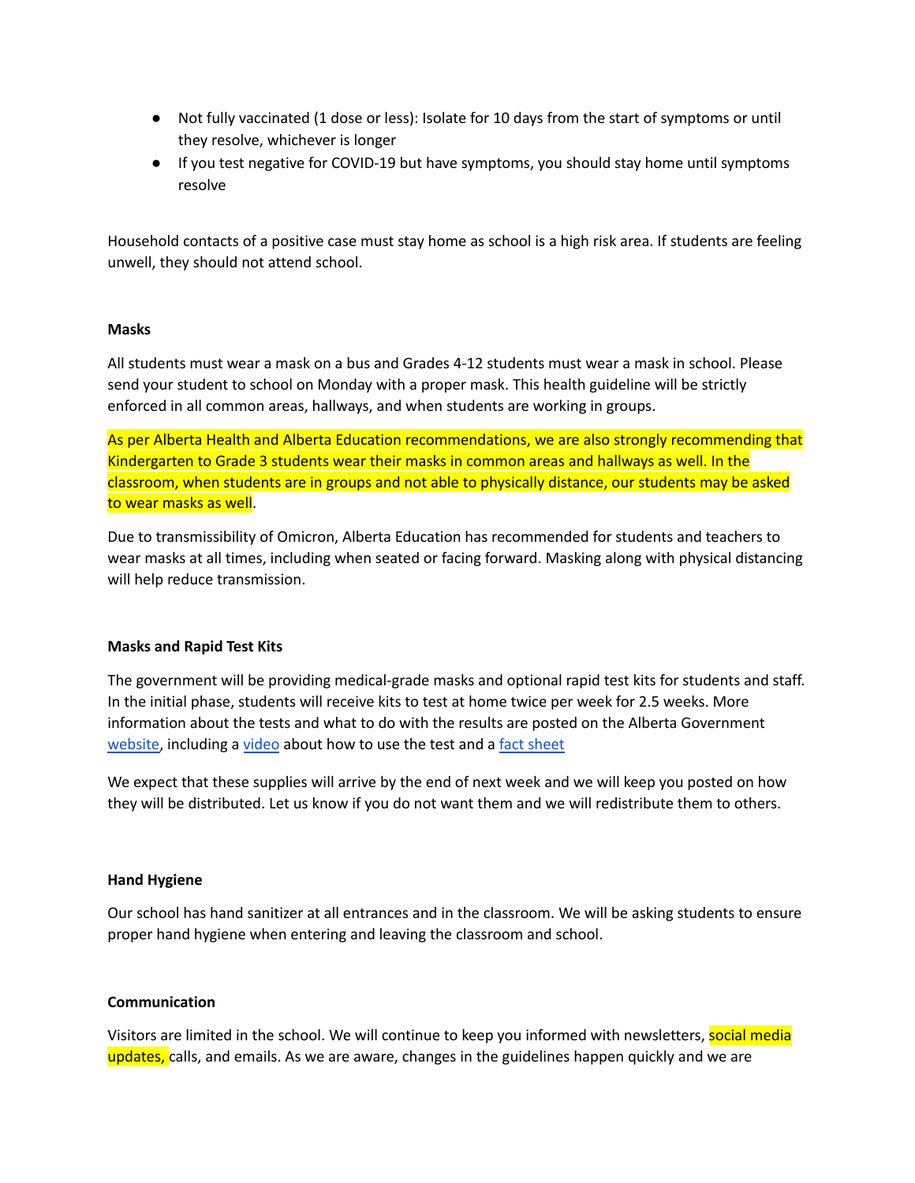- Not fully vaccinated (1 dose or less): Isolate for 10 days from the start of symptoms or until they resolve, whichever is longer
- If you test negative for COVID-19 but have symptoms, you should stay home until symptoms resolve

Household contacts of a positive case must stay home as school is a high risk area. If students are feeling unwell, they should not attend school.

**Masks**

All students must wear a mask on a bus and Grades 4-12 students must wear a mask in school. Please send your student to school on Monday with a proper mask. This health guideline will be strictly enforced in all common areas, hallways, and when students are working in groups.

As per Alberta Health and Alberta Education recommendations, we are also strongly recommending that Kindergarten to Grade 3 students wear their masks in common areas and hallways as well. In the classroom, when students are in groups and not able to physically distance, our students may be asked to wear masks as well.

Due to transmissibility of Omicron, Alberta Education has recommended for students and teachers to wear masks at all times, including when seated or facing forward. Masking along with physical distancing will help reduce transmission.

**Masks and Rapid Test Kits**

The government will be providing medical-grade masks and optional rapid test kits for students and staff. In the initial phase, students will receive kits to test at home twice per week for 2.5 weeks. More information about the tests and what to do with the results are posted on the Alberta Government website, including a video about how to use the test and a fact sheet

We expect that these supplies will arrive by the end of next week and we will keep you posted on how they will be distributed. Let us know if you do not want them and we will redistribute them to others.

**Hand Hygiene**

Our school has hand sanitizer at all entrances and in the classroom. We will be asking students to ensure proper hand hygiene when entering and leaving the classroom and school.

**Communication**

Visitors are limited in the school. We will continue to keep you informed with newsletters, social media updates, calls, and emails. As we are aware, changes in the guidelines happen quickly and we are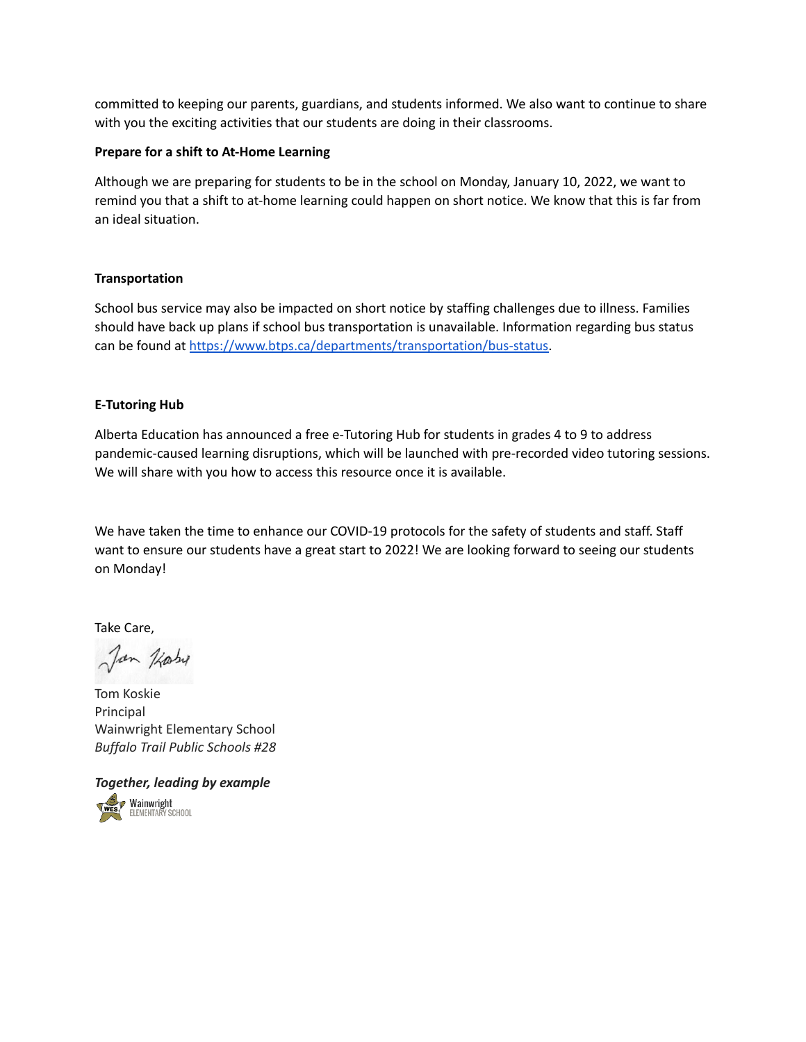committed to keeping our parents, guardians, and students informed. We also want to continue to share with you the exciting activities that our students are doing in their classrooms.

**Prepare for a shift to At-Home Learning**

Although we are preparing for students to be in the school on Monday, January 10, 2022, we want to remind you that a shift to at-home learning could happen on short notice. We know that this is far from an ideal situation.

**Transportation**

School bus service may also be impacted on short notice by staffing challenges due to illness. Families should have back up plans if school bus transportation is unavailable. Information regarding bus status can be found at https://www.btps.ca/departments/transportation/bus-status.

**E-Tutoring Hub**

Alberta Education has announced a free e-Tutoring Hub for students in grades 4 to 9 to address pandemic-caused learning disruptions, which will be launched with pre-recorded video tutoring sessions. We will share with you how to access this resource once it is available.

We have taken the time to enhance our COVID-19 protocols for the safety of students and staff. Staff want to ensure our students have a great start to 2022! We are looking forward to seeing our students on Monday!

Take Care,

Tom Koskie
Principal
Wainwright Elementary School
*Buffalo Trail Public Schools #28*

***Together, leading by example***

Wainwright Elementary School